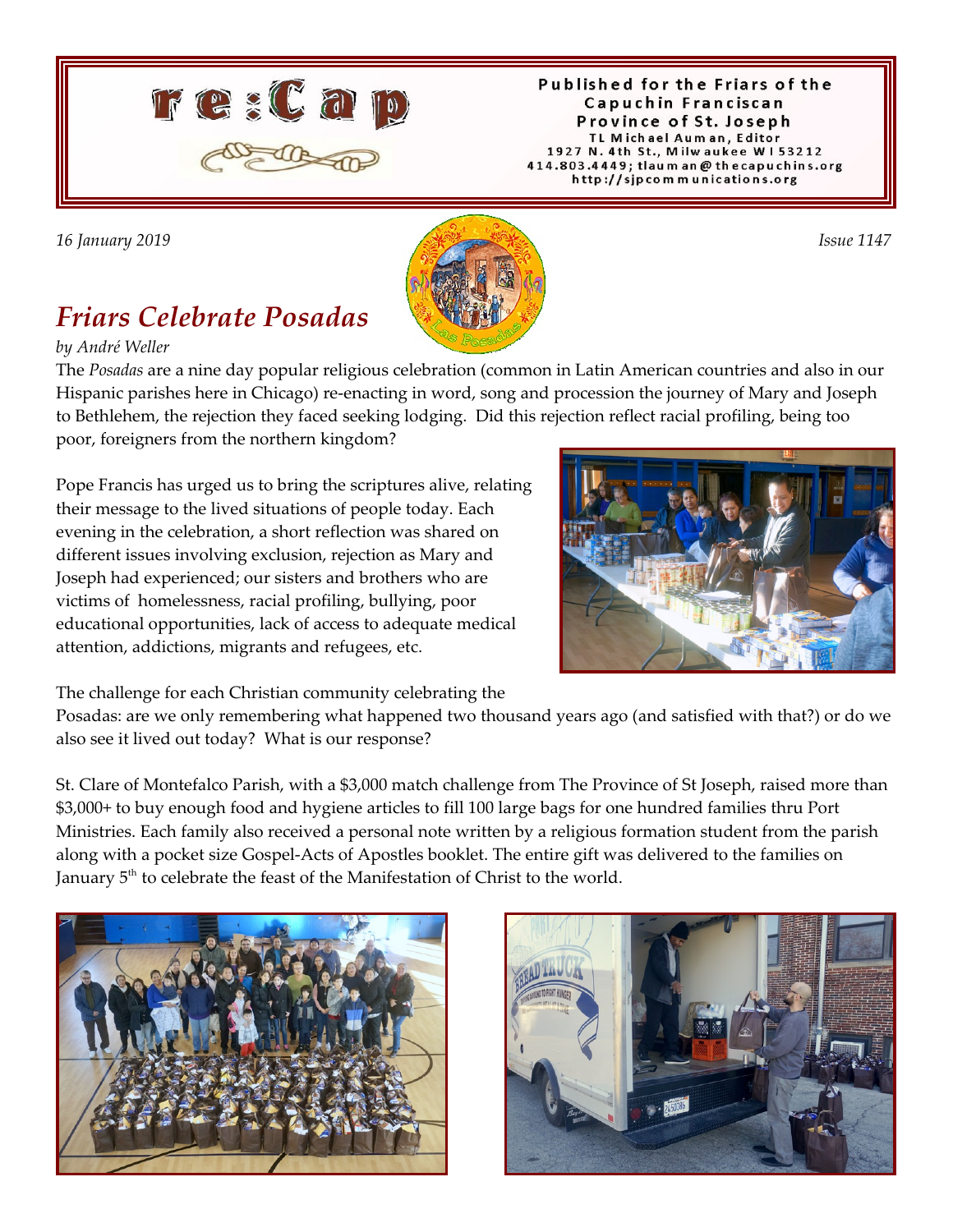# re:Cap

Published for the Friars of the Capuchin Franciscan Province of St. Joseph
TL Michael Auman, Editor
1927 N. 4th St., Milwaukee WI 53212
414.803.4449; tlauman@thecapuchins.org
http://sjpcommunications.org

*16 January 2019* *Issue 1147*

## *Friars Celebrate Posadas*

*by André Weller*

The *Posadas* are a nine day popular religious celebration (common in Latin American countries and also in our Hispanic parishes here in Chicago) re-enacting in word, song and procession the journey of Mary and Joseph to Bethlehem, the rejection they faced seeking lodging. Did this rejection reflect racial profiling, being too poor, foreigners from the northern kingdom?

Pope Francis has urged us to bring the scriptures alive, relating their message to the lived situations of people today. Each evening in the celebration, a short reflection was shared on different issues involving exclusion, rejection as Mary and Joseph had experienced; our sisters and brothers who are victims of homelessness, racial profiling, bullying, poor educational opportunities, lack of access to adequate medical attention, addictions, migrants and refugees, etc.

The challenge for each Christian community celebrating the Posadas: are we only remembering what happened two thousand years ago (and satisfied with that?) or do we also see it lived out today? What is our response?

St. Clare of Montefalco Parish, with a $3,000 match challenge from The Province of St Joseph, raised more than $3,000+ to buy enough food and hygiene articles to fill 100 large bags for one hundred families thru Port Ministries. Each family also received a personal note written by a religious formation student from the parish along with a pocket size Gospel-Acts of Apostles booklet. The entire gift was delivered to the families on January 5th to celebrate the feast of the Manifestation of Christ to the world.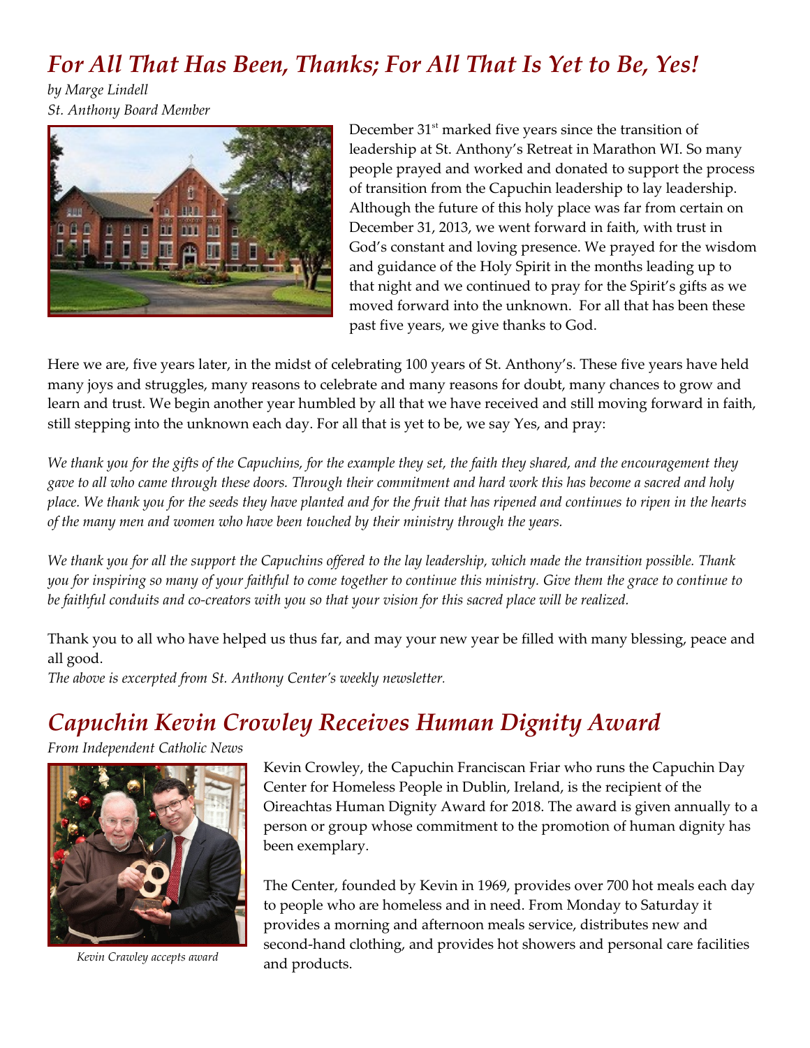# *For All That Has Been, Thanks; For All That Is Yet to Be, Yes!*

*by Marge Lindell*
*St. Anthony Board Member*

December 31st marked five years since the transition of leadership at St. Anthony's Retreat in Marathon WI. So many people prayed and worked and donated to support the process of transition from the Capuchin leadership to lay leadership. Although the future of this holy place was far from certain on December 31, 2013, we went forward in faith, with trust in God's constant and loving presence. We prayed for the wisdom and guidance of the Holy Spirit in the months leading up to that night and we continued to pray for the Spirit's gifts as we moved forward into the unknown. For all that has been these past five years, we give thanks to God.

Here we are, five years later, in the midst of celebrating 100 years of St. Anthony's. These five years have held many joys and struggles, many reasons to celebrate and many reasons for doubt, many chances to grow and learn and trust. We begin another year humbled by all that we have received and still moving forward in faith, still stepping into the unknown each day. For all that is yet to be, we say Yes, and pray:

*We thank you for the gifts of the Capuchins, for the example they set, the faith they shared, and the encouragement they gave to all who came through these doors. Through their commitment and hard work this has become a sacred and holy place. We thank you for the seeds they have planted and for the fruit that has ripened and continues to ripen in the hearts of the many men and women who have been touched by their ministry through the years.*

*We thank you for all the support the Capuchins offered to the lay leadership, which made the transition possible. Thank you for inspiring so many of your faithful to come together to continue this ministry. Give them the grace to continue to be faithful conduits and co-creators with you so that your vision for this sacred place will be realized.*

Thank you to all who have helped us thus far, and may your new year be filled with many blessing, peace and all good.

*The above is excerpted from St. Anthony Center's weekly newsletter.*

# *Capuchin Kevin Crowley Receives Human Dignity Award*

*From Independent Catholic News*

*Kevin Crawley accepts award*

Kevin Crowley, the Capuchin Franciscan Friar who runs the Capuchin Day Center for Homeless People in Dublin, Ireland, is the recipient of the Oireachtas Human Dignity Award for 2018. The award is given annually to a person or group whose commitment to the promotion of human dignity has been exemplary.

The Center, founded by Kevin in 1969, provides over 700 hot meals each day to people who are homeless and in need. From Monday to Saturday it provides a morning and afternoon meals service, distributes new and second-hand clothing, and provides hot showers and personal care facilities and products.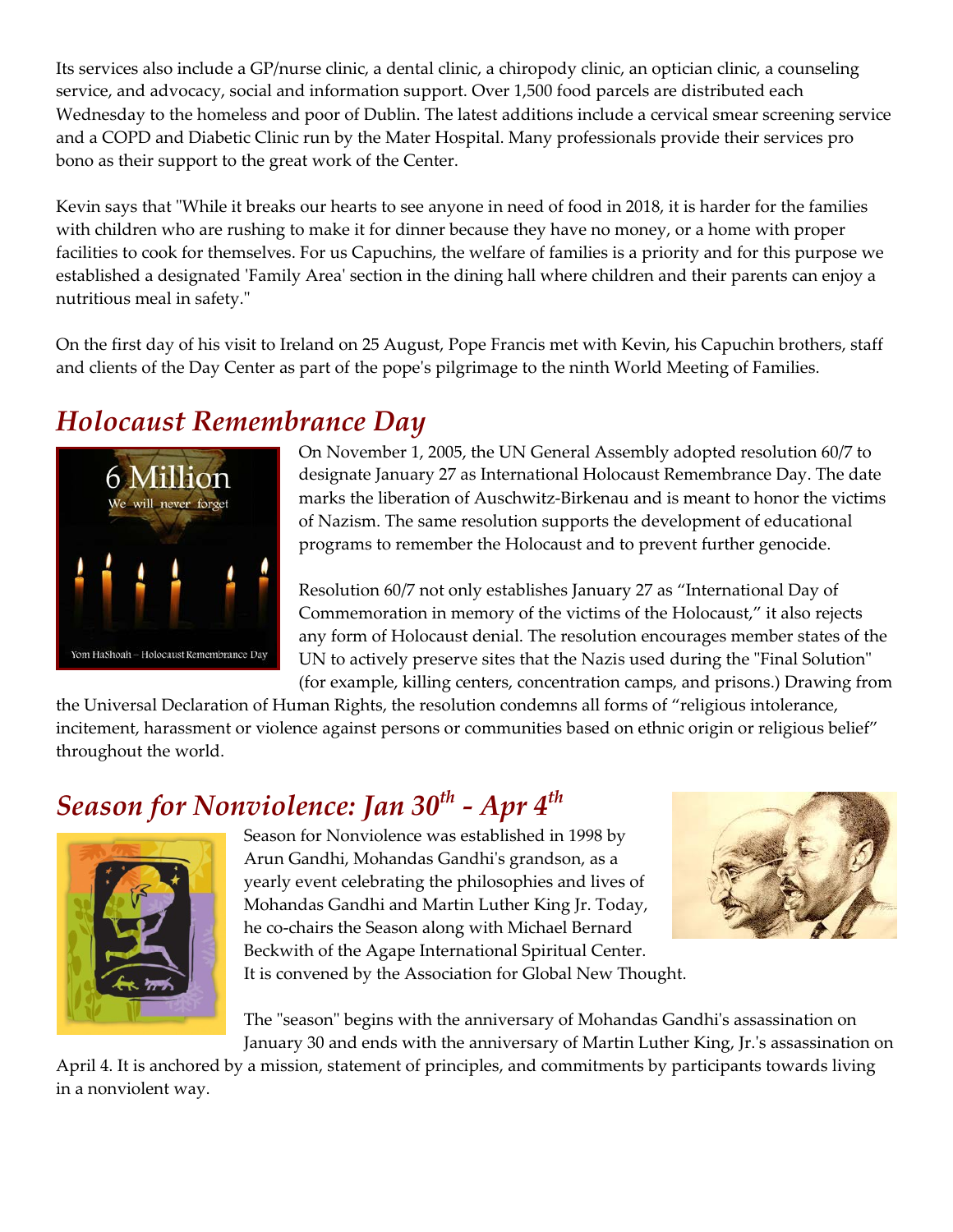Its services also include a GP/nurse clinic, a dental clinic, a chiropody clinic, an optician clinic, a counseling service, and advocacy, social and information support. Over 1,500 food parcels are distributed each Wednesday to the homeless and poor of Dublin. The latest additions include a cervical smear screening service and a COPD and Diabetic Clinic run by the Mater Hospital. Many professionals provide their services pro bono as their support to the great work of the Center.

Kevin says that "While it breaks our hearts to see anyone in need of food in 2018, it is harder for the families with children who are rushing to make it for dinner because they have no money, or a home with proper facilities to cook for themselves. For us Capuchins, the welfare of families is a priority and for this purpose we established a designated 'Family Area' section in the dining hall where children and their parents can enjoy a nutritious meal in safety."

On the first day of his visit to Ireland on 25 August, Pope Francis met with Kevin, his Capuchin brothers, staff and clients of the Day Center as part of the pope's pilgrimage to the ninth World Meeting of Families.

## *Holocaust Remembrance Day*

On November 1, 2005, the UN General Assembly adopted resolution 60/7 to designate January 27 as International Holocaust Remembrance Day. The date marks the liberation of Auschwitz-Birkenau and is meant to honor the victims of Nazism. The same resolution supports the development of educational programs to remember the Holocaust and to prevent further genocide.

Resolution 60/7 not only establishes January 27 as "International Day of Commemoration in memory of the victims of the Holocaust," it also rejects any form of Holocaust denial. The resolution encourages member states of the UN to actively preserve sites that the Nazis used during the "Final Solution" (for example, killing centers, concentration camps, and prisons.) Drawing from the Universal Declaration of Human Rights, the resolution condemns all forms of "religious intolerance, incitement, harassment or violence against persons or communities based on ethnic origin or religious belief" throughout the world.

## *Season for Nonviolence: Jan 30th - Apr 4th*

Season for Nonviolence was established in 1998 by Arun Gandhi, Mohandas Gandhi's grandson, as a yearly event celebrating the philosophies and lives of Mohandas Gandhi and Martin Luther King Jr. Today, he co-chairs the Season along with Michael Bernard Beckwith of the Agape International Spiritual Center. It is convened by the Association for Global New Thought.

The "season" begins with the anniversary of Mohandas Gandhi's assassination on January 30 and ends with the anniversary of Martin Luther King, Jr.'s assassination on April 4. It is anchored by a mission, statement of principles, and commitments by participants towards living in a nonviolent way.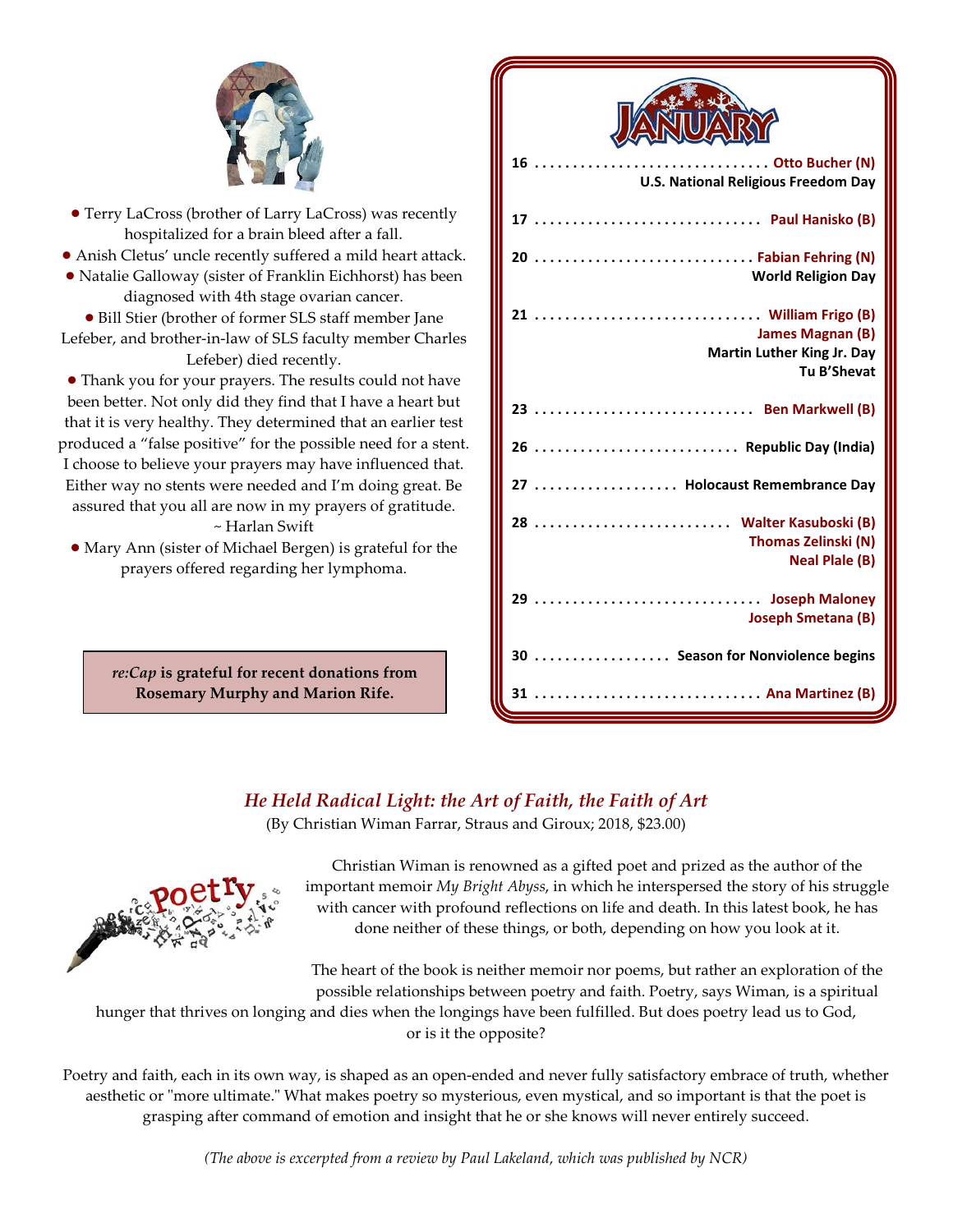- Terry LaCross (brother of Larry LaCross) was recently hospitalized for a brain bleed after a fall.
- Anish Cletus' uncle recently suffered a mild heart attack.
- Natalie Galloway (sister of Franklin Eichhorst) has been diagnosed with 4th stage ovarian cancer.
- Bill Stier (brother of former SLS staff member Jane Lefeber, and brother-in-law of SLS faculty member Charles Lefeber) died recently.
- Thank you for your prayers. The results could not have been better. Not only did they find that I have a heart but that it is very healthy. They determined that an earlier test produced a "false positive" for the possible need for a stent. I choose to believe your prayers may have influenced that. Either way no stents were needed and I'm doing great. Be assured that you all are now in my prayers of gratitude. ~ Harlan Swift
- Mary Ann (sister of Michael Bergen) is grateful for the prayers offered regarding her lymphoma.

***re:Cap* is grateful for recent donations from Rosemary Murphy and Marion Rife.**

## JANUARY

**16** ........ **Otto Bucher (N)**
**U.S. National Religious Freedom Day**

**17** ........ **Paul Hanisko (B)**

**20** ........ **Fabian Fehring (N)**
**World Religion Day**

**21** ........ **William Frigo (B)**
**James Magnan (B)**
**Martin Luther King Jr. Day**
**Tu B'Shevat**

**23** ........ **Ben Markwell (B)**

**26** ........ **Republic Day (India)**

**27** ........ **Holocaust Remembrance Day**

**28** ........ **Walter Kasuboski (B)**
**Thomas Zelinski (N)**
**Neal Plale (B)**

**29** ........ **Joseph Maloney**
**Joseph Smetana (B)**

**30** ........ **Season for Nonviolence begins**

**31** ........ **Ana Martinez (B)**

## *He Held Radical Light: the Art of Faith, the Faith of Art*

(By Christian Wiman Farrar, Straus and Giroux; 2018, $23.00)

Christian Wiman is renowned as a gifted poet and prized as the author of the important memoir *My Bright Abyss*, in which he interspersed the story of his struggle with cancer with profound reflections on life and death. In this latest book, he has done neither of these things, or both, depending on how you look at it.

The heart of the book is neither memoir nor poems, but rather an exploration of the possible relationships between poetry and faith. Poetry, says Wiman, is a spiritual hunger that thrives on longing and dies when the longings have been fulfilled. But does poetry lead us to God, or is it the opposite?

Poetry and faith, each in its own way, is shaped as an open-ended and never fully satisfactory embrace of truth, whether aesthetic or "more ultimate." What makes poetry so mysterious, even mystical, and so important is that the poet is grasping after command of emotion and insight that he or she knows will never entirely succeed.

*(The above is excerpted from a review by Paul Lakeland, which was published by NCR)*